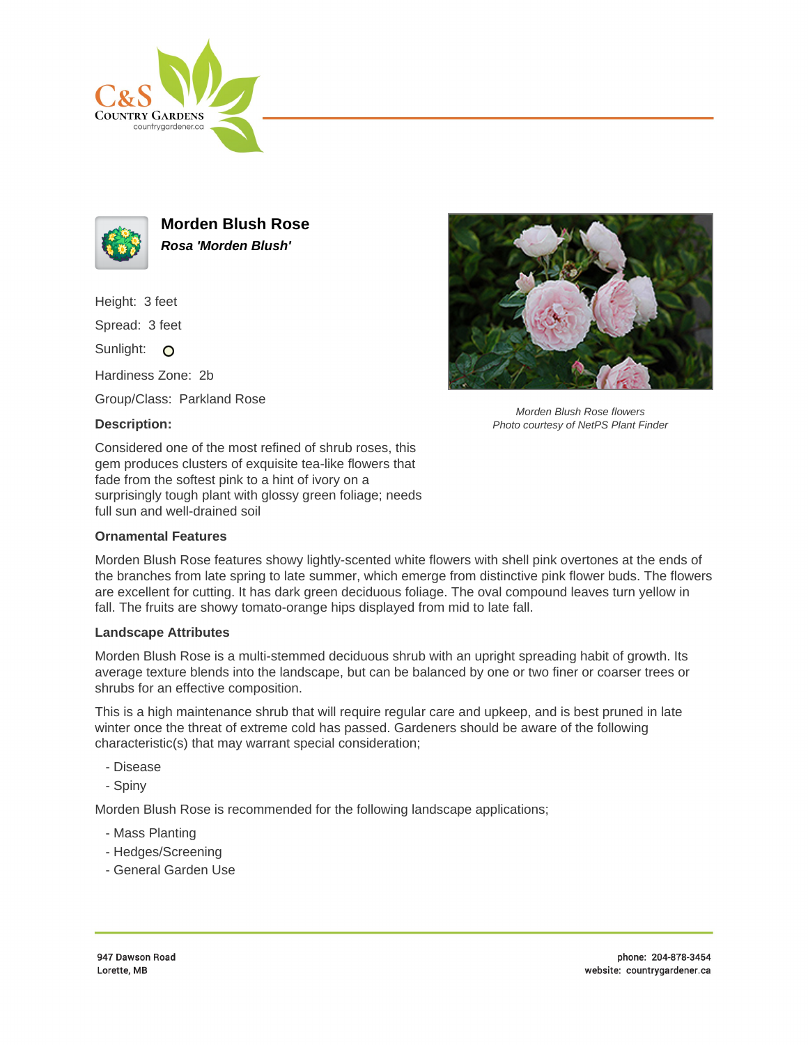# Morden Blush Rose

***Rosa 'Morden Blush'***

Height: 3 feet

Spread: 3 feet

Sunlight:

Hardiness Zone: 2b

Group/Class: Parkland Rose

*Morden Blush Rose flowers*
*Photo courtesy of NetPS Plant Finder*

**Description:**

Considered one of the most refined of shrub roses, this gem produces clusters of exquisite tea-like flowers that fade from the softest pink to a hint of ivory on a surprisingly tough plant with glossy green foliage; needs full sun and well-drained soil

**Ornamental Features**

Morden Blush Rose features showy lightly-scented white flowers with shell pink overtones at the ends of the branches from late spring to late summer, which emerge from distinctive pink flower buds. The flowers are excellent for cutting. It has dark green deciduous foliage. The oval compound leaves turn yellow in fall. The fruits are showy tomato-orange hips displayed from mid to late fall.

**Landscape Attributes**

Morden Blush Rose is a multi-stemmed deciduous shrub with an upright spreading habit of growth. Its average texture blends into the landscape, but can be balanced by one or two finer or coarser trees or shrubs for an effective composition.

This is a high maintenance shrub that will require regular care and upkeep, and is best pruned in late winter once the threat of extreme cold has passed. Gardeners should be aware of the following characteristic(s) that may warrant special consideration;

- Disease
- Spiny

Morden Blush Rose is recommended for the following landscape applications;

- Mass Planting
- Hedges/Screening
- General Garden Use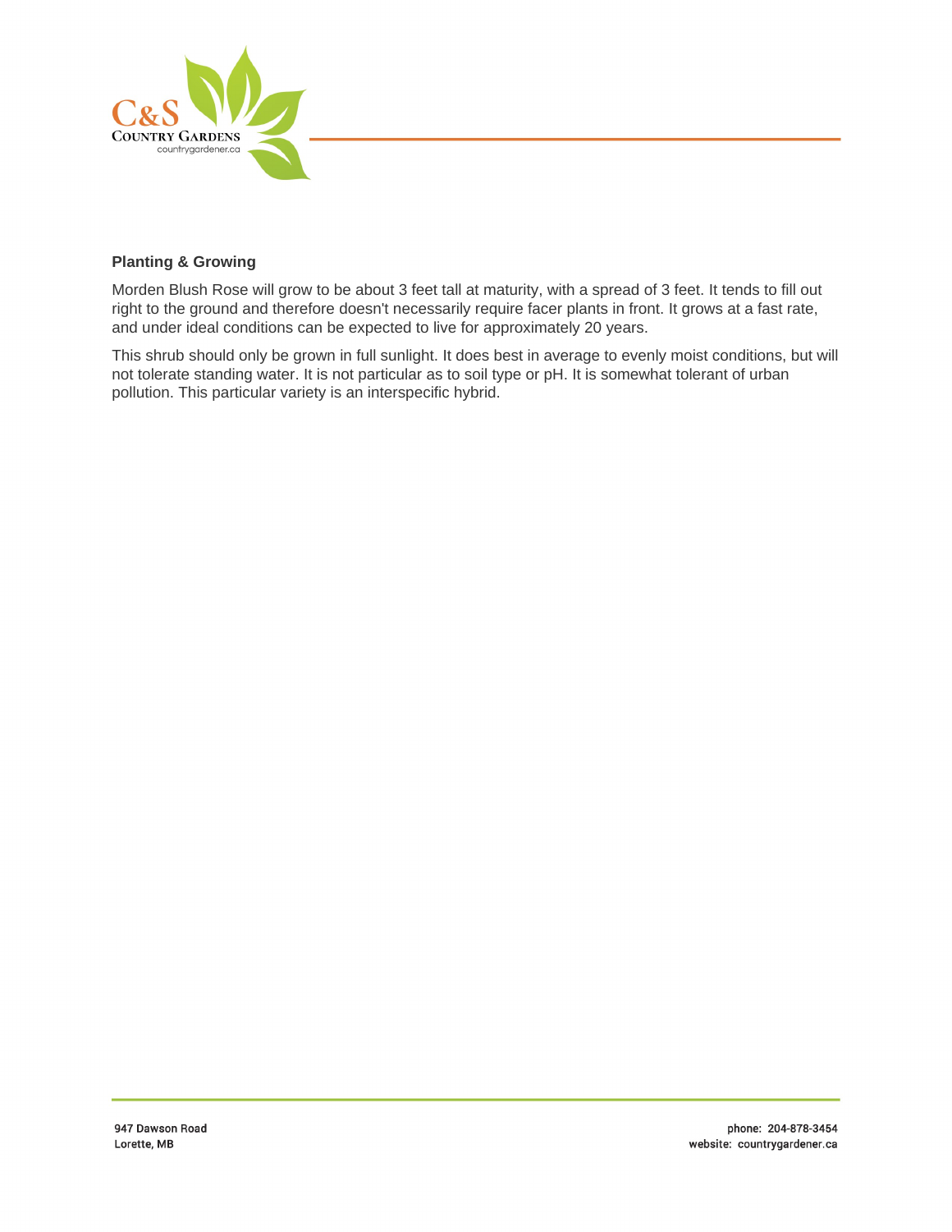### Planting & Growing

Morden Blush Rose will grow to be about 3 feet tall at maturity, with a spread of 3 feet. It tends to fill out right to the ground and therefore doesn't necessarily require facer plants in front. It grows at a fast rate, and under ideal conditions can be expected to live for approximately 20 years.

This shrub should only be grown in full sunlight. It does best in average to evenly moist conditions, but will not tolerate standing water. It is not particular as to soil type or pH. It is somewhat tolerant of urban pollution. This particular variety is an interspecific hybrid.